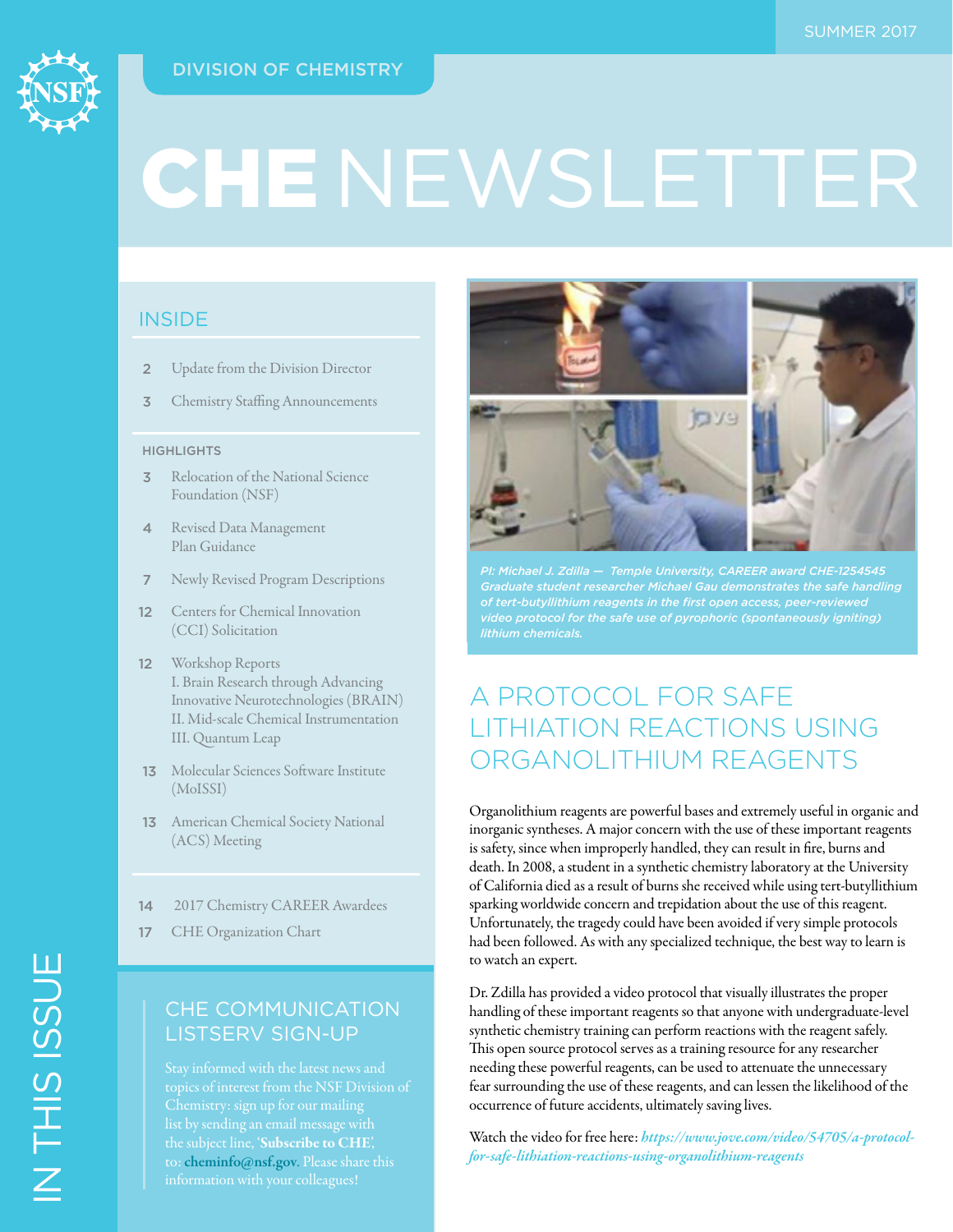SUMMER 2017

DIVISION OF CHEMISTRY

# CHE NEWSLETTER

## IN THIS ISSUE

### INSIDE

- 2 Update from the Division Director
- 3 Chemistry Staffing Announcements

#### HIGHLIGHTS

- 3 Relocation of the National Science Foundation (NSF)
- 4 Revised Data Management Plan Guidance
- 7 Newly Revised Program Descriptions
- 12 Centers for Chemical Innovation (CCI) Solicitation
- 12 Workshop Reports
  I. Brain Research through Advancing Innovative Neurotechnologies (BRAIN)
  II. Mid-scale Chemical Instrumentation
  III. Quantum Leap
- 13 Molecular Sciences Software Institute (MolSSI)
- 13 American Chemical Society National (ACS) Meeting

- 14 2017 Chemistry CAREER Awardees
- 17 CHE Organization Chart

### CHE COMMUNICATION LISTSERV SIGN-UP

Stay informed with the latest news and topics of interest from the NSF Division of Chemistry: sign up for our mailing list by sending an email message with the subject line, '**Subscribe to CHE**', to: **cheminfo@nsf.gov**. Please share this information with your colleagues!

*PI: Michael J. Zdilla — Temple University, CAREER award CHE-1254545*
*Graduate student researcher Michael Gau demonstrates the safe handling of tert-butyllithium reagents in the first open access, peer-reviewed video protocol for the safe use of pyrophoric (spontaneously igniting) lithium chemicals.*

## A PROTOCOL FOR SAFE LITHIATION REACTIONS USING ORGANOLITHIUM REAGENTS

Organolithium reagents are powerful bases and extremely useful in organic and inorganic syntheses. A major concern with the use of these important reagents is safety, since when improperly handled, they can result in fire, burns and death. In 2008, a student in a synthetic chemistry laboratory at the University of California died as a result of burns she received while using tert-butyllithium sparking worldwide concern and trepidation about the use of this reagent. Unfortunately, the tragedy could have been avoided if very simple protocols had been followed. As with any specialized technique, the best way to learn is to watch an expert.

Dr. Zdilla has provided a video protocol that visually illustrates the proper handling of these important reagents so that anyone with undergraduate-level synthetic chemistry training can perform reactions with the reagent safely. This open source protocol serves as a training resource for any researcher needing these powerful reagents, can be used to attenuate the unnecessary fear surrounding the use of these reagents, and can lessen the likelihood of the occurrence of future accidents, ultimately saving lives.

Watch the video for free here: ***https://www.jove.com/video/54705/a-protocol-for-safe-lithiation-reactions-using-organolithium-reagents***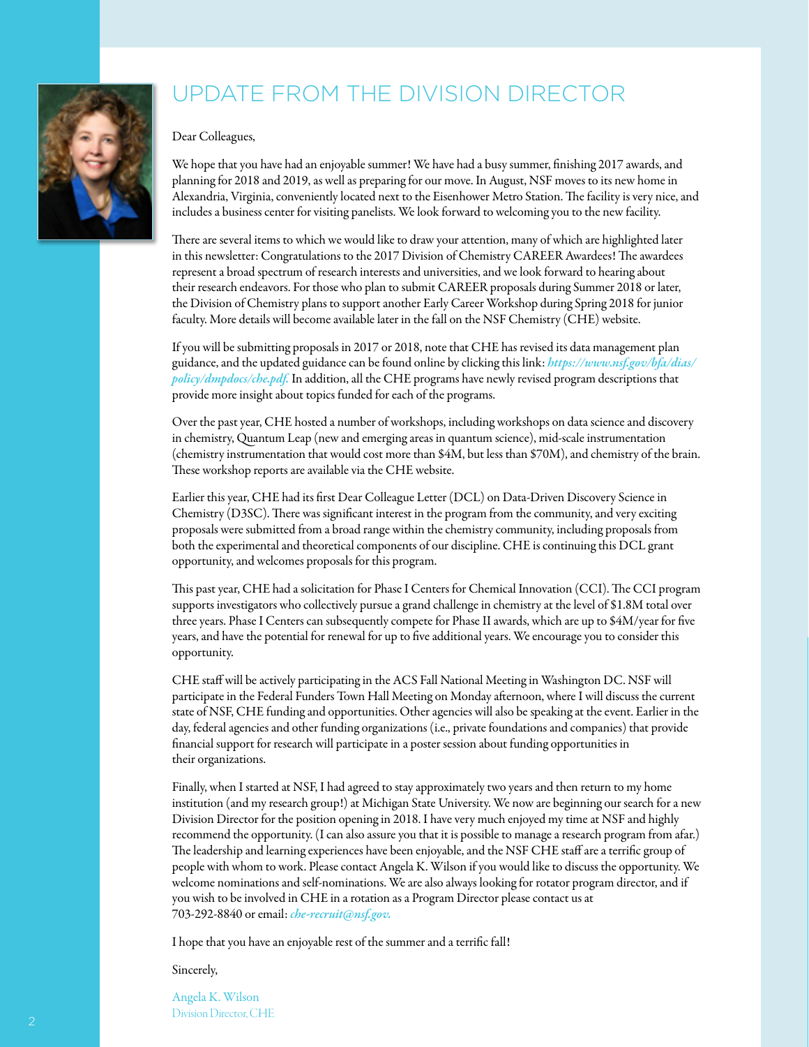# UPDATE FROM THE DIVISION DIRECTOR

Dear Colleagues,

We hope that you have had an enjoyable summer! We have had a busy summer, finishing 2017 awards, and planning for 2018 and 2019, as well as preparing for our move. In August, NSF moves to its new home in Alexandria, Virginia, conveniently located next to the Eisenhower Metro Station. The facility is very nice, and includes a business center for visiting panelists. We look forward to welcoming you to the new facility.

There are several items to which we would like to draw your attention, many of which are highlighted later in this newsletter: Congratulations to the 2017 Division of Chemistry CAREER Awardees! The awardees represent a broad spectrum of research interests and universities, and we look forward to hearing about their research endeavors. For those who plan to submit CAREER proposals during Summer 2018 or later, the Division of Chemistry plans to support another Early Career Workshop during Spring 2018 for junior faculty. More details will become available later in the fall on the NSF Chemistry (CHE) website.

If you will be submitting proposals in 2017 or 2018, note that CHE has revised its data management plan guidance, and the updated guidance can be found online by clicking this link: *https://www.nsf.gov/bfa/dias/policy/dmpdocs/che.pdf.* In addition, all the CHE programs have newly revised program descriptions that provide more insight about topics funded for each of the programs.

Over the past year, CHE hosted a number of workshops, including workshops on data science and discovery in chemistry, Quantum Leap (new and emerging areas in quantum science), mid-scale instrumentation (chemistry instrumentation that would cost more than $4M, but less than $70M), and chemistry of the brain. These workshop reports are available via the CHE website.

Earlier this year, CHE had its first Dear Colleague Letter (DCL) on Data-Driven Discovery Science in Chemistry (D3SC). There was significant interest in the program from the community, and very exciting proposals were submitted from a broad range within the chemistry community, including proposals from both the experimental and theoretical components of our discipline. CHE is continuing this DCL grant opportunity, and welcomes proposals for this program.

This past year, CHE had a solicitation for Phase I Centers for Chemical Innovation (CCI). The CCI program supports investigators who collectively pursue a grand challenge in chemistry at the level of $1.8M total over three years. Phase I Centers can subsequently compete for Phase II awards, which are up to $4M/year for five years, and have the potential for renewal for up to five additional years. We encourage you to consider this opportunity.

CHE staff will be actively participating in the ACS Fall National Meeting in Washington DC. NSF will participate in the Federal Funders Town Hall Meeting on Monday afternoon, where I will discuss the current state of NSF, CHE funding and opportunities. Other agencies will also be speaking at the event. Earlier in the day, federal agencies and other funding organizations (i.e., private foundations and companies) that provide financial support for research will participate in a poster session about funding opportunities in their organizations.

Finally, when I started at NSF, I had agreed to stay approximately two years and then return to my home institution (and my research group!) at Michigan State University. We now are beginning our search for a new Division Director for the position opening in 2018. I have very much enjoyed my time at NSF and highly recommend the opportunity. (I can also assure you that it is possible to manage a research program from afar.) The leadership and learning experiences have been enjoyable, and the NSF CHE staff are a terrific group of people with whom to work. Please contact Angela K. Wilson if you would like to discuss the opportunity. We welcome nominations and self-nominations. We are also always looking for rotator program director, and if you wish to be involved in CHE in a rotation as a Program Director please contact us at 703-292-8840 or email: *che-recruit@nsf.gov.*

I hope that you have an enjoyable rest of the summer and a terrific fall!

Sincerely,

Angela K. Wilson
Division Director, CHE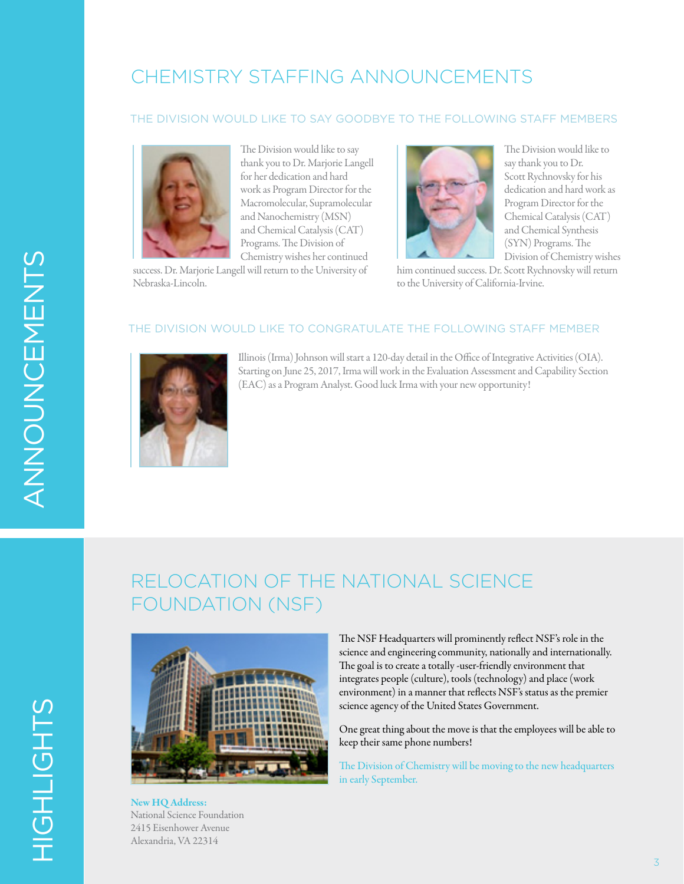# CHEMISTRY STAFFING ANNOUNCEMENTS

## THE DIVISION WOULD LIKE TO SAY GOODBYE TO THE FOLLOWING STAFF MEMBERS

The Division would like to say thank you to Dr. Marjorie Langell for her dedication and hard work as Program Director for the Macromolecular, Supramolecular and Nanochemistry (MSN) and Chemical Catalysis (CAT) Programs. The Division of Chemistry wishes her continued success. Dr. Marjorie Langell will return to the University of Nebraska-Lincoln.

The Division would like to say thank you to Dr. Scott Rychnovsky for his dedication and hard work as Program Director for the Chemical Catalysis (CAT) and Chemical Synthesis (SYN) Programs. The Division of Chemistry wishes him continued success. Dr. Scott Rychnovsky will return to the University of California-Irvine.

## THE DIVISION WOULD LIKE TO CONGRATULATE THE FOLLOWING STAFF MEMBER

Illinois (Irma) Johnson will start a 120-day detail in the Office of Integrative Activities (OIA). Starting on June 25, 2017, Irma will work in the Evaluation Assessment and Capability Section (EAC) as a Program Analyst. Good luck Irma with your new opportunity!

# RELOCATION OF THE NATIONAL SCIENCE FOUNDATION (NSF)

The NSF Headquarters will prominently reflect NSF's role in the science and engineering community, nationally and internationally. The goal is to create a totally -user-friendly environment that integrates people (culture), tools (technology) and place (work environment) in a manner that reflects NSF's status as the premier science agency of the United States Government.

One great thing about the move is that the employees will be able to keep their same phone numbers!

The Division of Chemistry will be moving to the new headquarters in early September.

**New HQ Address:**
National Science Foundation
2415 Eisenhower Avenue
Alexandria, VA 22314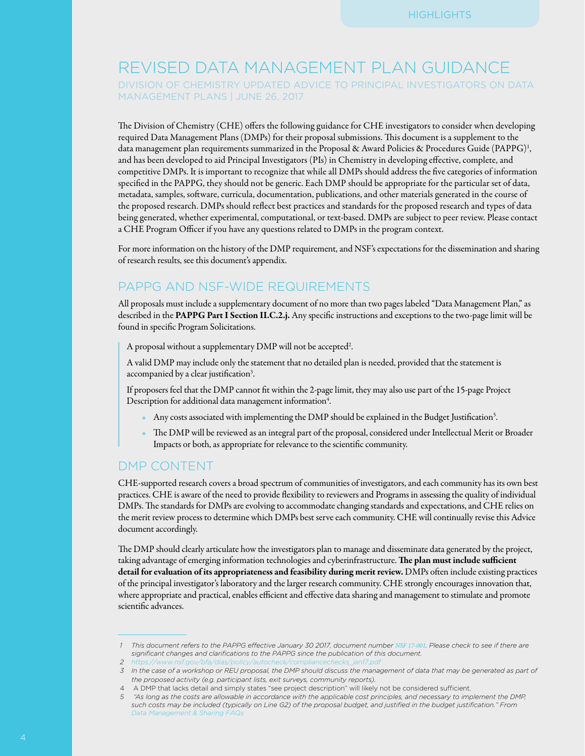# REVISED DATA MANAGEMENT PLAN GUIDANCE

DIVISION OF CHEMISTRY UPDATED ADVICE TO PRINCIPAL INVESTIGATORS ON DATA MANAGEMENT PLANS | JUNE 26, 2017

The Division of Chemistry (CHE) offers the following guidance for CHE investigators to consider when developing required Data Management Plans (DMPs) for their proposal submissions. This document is a supplement to the data management plan requirements summarized in the Proposal & Award Policies & Procedures Guide (PAPPG)[1], and has been developed to aid Principal Investigators (PIs) in Chemistry in developing effective, complete, and competitive DMPs. It is important to recognize that while all DMPs should address the five categories of information specified in the PAPPG, they should not be generic. Each DMP should be appropriate for the particular set of data, metadata, samples, software, curricula, documentation, publications, and other materials generated in the course of the proposed research. DMPs should reflect best practices and standards for the proposed research and types of data being generated, whether experimental, computational, or text-based. DMPs are subject to peer review. Please contact a CHE Program Officer if you have any questions related to DMPs in the program context.

For more information on the history of the DMP requirement, and NSF's expectations for the dissemination and sharing of research results, see this document's appendix.

## PAPPG AND NSF-WIDE REQUIREMENTS

All proposals must include a supplementary document of no more than two pages labeled "Data Management Plan," as described in the **PAPPG Part I Section II.C.2.j.** Any specific instructions and exceptions to the two-page limit will be found in specific Program Solicitations.

> A proposal without a supplementary DMP will not be accepted[2].
>
> A valid DMP may include only the statement that no detailed plan is needed, provided that the statement is accompanied by a clear justification[3].
>
> If proposers feel that the DMP cannot fit within the 2-page limit, they may also use part of the 15-page Project Description for additional data management information[4].
>
> - Any costs associated with implementing the DMP should be explained in the Budget Justification[5].
> - The DMP will be reviewed as an integral part of the proposal, considered under Intellectual Merit or Broader Impacts or both, as appropriate for relevance to the scientific community.

## DMP CONTENT

CHE-supported research covers a broad spectrum of communities of investigators, and each community has its own best practices. CHE is aware of the need to provide flexibility to reviewers and Programs in assessing the quality of individual DMPs. The standards for DMPs are evolving to accommodate changing standards and expectations, and CHE relies on the merit review process to determine which DMPs best serve each community. CHE will continually revise this Advice document accordingly.

The DMP should clearly articulate how the investigators plan to manage and disseminate data generated by the project, taking advantage of emerging information technologies and cyberinfrastructure. **The plan must include sufficient detail for evaluation of its appropriateness and feasibility during merit review.** DMPs often include existing practices of the principal investigator's laboratory and the larger research community. CHE strongly encourages innovation that, where appropriate and practical, enables efficient and effective data sharing and management to stimulate and promote scientific advances.

---

1 *This document refers to the PAPPG effective January 30 2017, document number NSF 17-001. Please check to see if there are significant changes and clarifications to the PAPPG since the publication of this document.*

2 *https://www.nsf.gov/bfa/dias/policy/autocheck/compliancechecks_jan17.pdf*

3 *In the case of a workshop or REU proposal, the DMP should discuss the management of data that may be generated as part of the proposed activity (e.g. participant lists, exit surveys, community reports).*

4 A DMP that lacks detail and simply states "see project description" will likely not be considered sufficient.

5 *"As long as the costs are allowable in accordance with the applicable cost principles, and necessary to implement the DMP, such costs may be included (typically on Line G2) of the proposal budget, and justified in the budget justification." From Data Management & Sharing FAQs*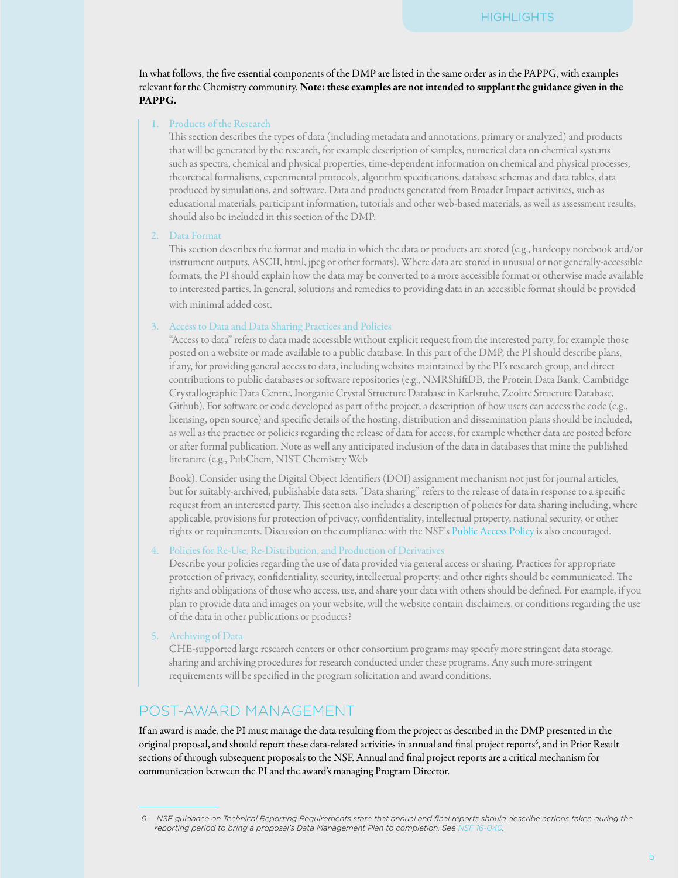In what follows, the five essential components of the DMP are listed in the same order as in the PAPPG, with examples relevant for the Chemistry community. **Note: these examples are not intended to supplant the guidance given in the PAPPG.**

1. Products of the Research

   This section describes the types of data (including metadata and annotations, primary or analyzed) and products that will be generated by the research, for example description of samples, numerical data on chemical systems such as spectra, chemical and physical properties, time-dependent information on chemical and physical processes, theoretical formalisms, experimental protocols, algorithm specifications, database schemas and data tables, data produced by simulations, and software. Data and products generated from Broader Impact activities, such as educational materials, participant information, tutorials and other web-based materials, as well as assessment results, should also be included in this section of the DMP.

2. Data Format

   This section describes the format and media in which the data or products are stored (e.g., hardcopy notebook and/or instrument outputs, ASCII, html, jpeg or other formats). Where data are stored in unusual or not generally-accessible formats, the PI should explain how the data may be converted to a more accessible format or otherwise made available to interested parties. In general, solutions and remedies to providing data in an accessible format should be provided with minimal added cost.

3. Access to Data and Data Sharing Practices and Policies

   "Access to data" refers to data made accessible without explicit request from the interested party, for example those posted on a website or made available to a public database. In this part of the DMP, the PI should describe plans, if any, for providing general access to data, including websites maintained by the PI's research group, and direct contributions to public databases or software repositories (e.g., NMRShiftDB, the Protein Data Bank, Cambridge Crystallographic Data Centre, Inorganic Crystal Structure Database in Karlsruhe, Zeolite Structure Database, Github). For software or code developed as part of the project, a description of how users can access the code (e.g., licensing, open source) and specific details of the hosting, distribution and dissemination plans should be included, as well as the practice or policies regarding the release of data for access, for example whether data are posted before or after formal publication. Note as well any anticipated inclusion of the data in databases that mine the published literature (e.g., PubChem, NIST Chemistry Web Book). Consider using the Digital Object Identifiers (DOI) assignment mechanism not just for journal articles, but for suitably-archived, publishable data sets. "Data sharing" refers to the release of data in response to a specific request from an interested party. This section also includes a description of policies for data sharing including, where applicable, provisions for protection of privacy, confidentiality, intellectual property, national security, or other rights or requirements. Discussion on the compliance with the NSF's Public Access Policy is also encouraged.

4. Policies for Re-Use, Re-Distribution, and Production of Derivatives

   Describe your policies regarding the use of data provided via general access or sharing. Practices for appropriate protection of privacy, confidentiality, security, intellectual property, and other rights should be communicated. The rights and obligations of those who access, use, and share your data with others should be defined. For example, if you plan to provide data and images on your website, will the website contain disclaimers, or conditions regarding the use of the data in other publications or products?

5. Archiving of Data

   CHE-supported large research centers or other consortium programs may specify more stringent data storage, sharing and archiving procedures for research conducted under these programs. Any such more-stringent requirements will be specified in the program solicitation and award conditions.

## POST-AWARD MANAGEMENT

If an award is made, the PI must manage the data resulting from the project as described in the DMP presented in the original proposal, and should report these data-related activities in annual and final project reports[6], and in Prior Result sections of through subsequent proposals to the NSF. Annual and final project reports are a critical mechanism for communication between the PI and the award's managing Program Director.

---

6 *NSF guidance on Technical Reporting Requirements state that annual and final reports should describe actions taken during the reporting period to bring a proposal's Data Management Plan to completion. See NSF 16-040.*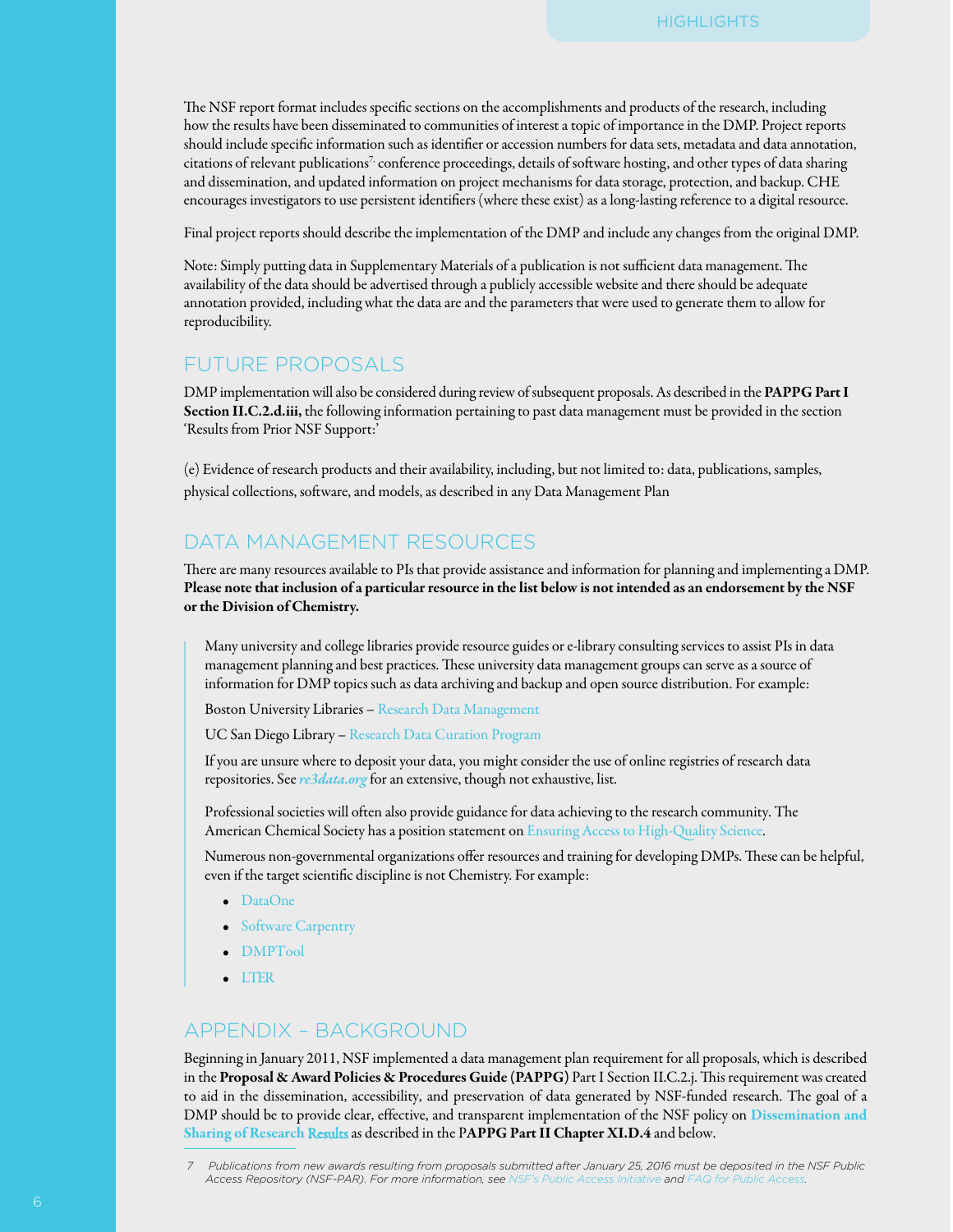The NSF report format includes specific sections on the accomplishments and products of the research, including how the results have been disseminated to communities of interest a topic of importance in the DMP. Project reports should include specific information such as identifier or accession numbers for data sets, metadata and data annotation, citations of relevant publications[7], conference proceedings, details of software hosting, and other types of data sharing and dissemination, and updated information on project mechanisms for data storage, protection, and backup. CHE encourages investigators to use persistent identifiers (where these exist) as a long-lasting reference to a digital resource.

Final project reports should describe the implementation of the DMP and include any changes from the original DMP.

Note: Simply putting data in Supplementary Materials of a publication is not sufficient data management. The availability of the data should be advertised through a publicly accessible website and there should be adequate annotation provided, including what the data are and the parameters that were used to generate them to allow for reproducibility.

## FUTURE PROPOSALS

DMP implementation will also be considered during review of subsequent proposals. As described in the **PAPPG Part I Section II.C.2.d.iii,** the following information pertaining to past data management must be provided in the section 'Results from Prior NSF Support:'

(e) Evidence of research products and their availability, including, but not limited to: data, publications, samples, physical collections, software, and models, as described in any Data Management Plan

## DATA MANAGEMENT RESOURCES

There are many resources available to PIs that provide assistance and information for planning and implementing a DMP. **Please note that inclusion of a particular resource in the list below is not intended as an endorsement by the NSF or the Division of Chemistry.**

Many university and college libraries provide resource guides or e-library consulting services to assist PIs in data management planning and best practices. These university data management groups can serve as a source of information for DMP topics such as data archiving and backup and open source distribution. For example:

Boston University Libraries – Research Data Management

UC San Diego Library – Research Data Curation Program

If you are unsure where to deposit your data, you might consider the use of online registries of research data repositories. See *re3data.org* for an extensive, though not exhaustive, list.

Professional societies will often also provide guidance for data achieving to the research community. The American Chemical Society has a position statement on Ensuring Access to High-Quality Science.

Numerous non-governmental organizations offer resources and training for developing DMPs. These can be helpful, even if the target scientific discipline is not Chemistry. For example:

- DataOne
- Software Carpentry
- DMPTool
- LTER

## APPENDIX – BACKGROUND

Beginning in January 2011, NSF implemented a data management plan requirement for all proposals, which is described in the **Proposal & Award Policies & Procedures Guide (PAPPG)** Part I Section II.C.2.j. This requirement was created to aid in the dissemination, accessibility, and preservation of data generated by NSF-funded research. The goal of a DMP should be to provide clear, effective, and transparent implementation of the NSF policy on **Dissemination and Sharing of Research Results** as described in the P**APPG Part II Chapter XI.D.4** and below.

*7 Publications from new awards resulting from proposals submitted after January 25, 2016 must be deposited in the NSF Public Access Repository (NSF-PAR). For more information, see NSF's Public Access Initiative and FAQ for Public Access.*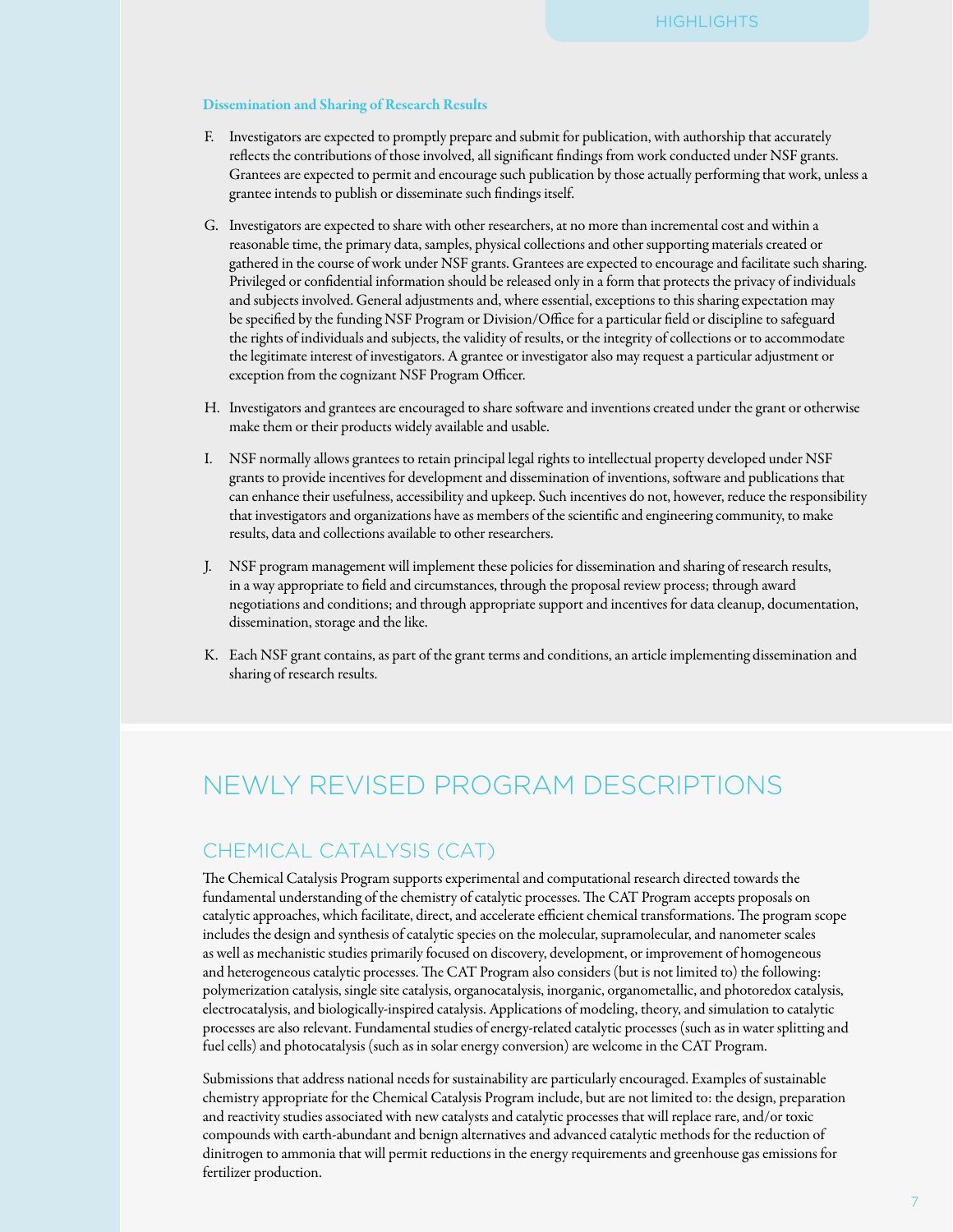### Dissemination and Sharing of Research Results

F. Investigators are expected to promptly prepare and submit for publication, with authorship that accurately reflects the contributions of those involved, all significant findings from work conducted under NSF grants. Grantees are expected to permit and encourage such publication by those actually performing that work, unless a grantee intends to publish or disseminate such findings itself.

G. Investigators are expected to share with other researchers, at no more than incremental cost and within a reasonable time, the primary data, samples, physical collections and other supporting materials created or gathered in the course of work under NSF grants. Grantees are expected to encourage and facilitate such sharing. Privileged or confidential information should be released only in a form that protects the privacy of individuals and subjects involved. General adjustments and, where essential, exceptions to this sharing expectation may be specified by the funding NSF Program or Division/Office for a particular field or discipline to safeguard the rights of individuals and subjects, the validity of results, or the integrity of collections or to accommodate the legitimate interest of investigators. A grantee or investigator also may request a particular adjustment or exception from the cognizant NSF Program Officer.

H. Investigators and grantees are encouraged to share software and inventions created under the grant or otherwise make them or their products widely available and usable.

I. NSF normally allows grantees to retain principal legal rights to intellectual property developed under NSF grants to provide incentives for development and dissemination of inventions, software and publications that can enhance their usefulness, accessibility and upkeep. Such incentives do not, however, reduce the responsibility that investigators and organizations have as members of the scientific and engineering community, to make results, data and collections available to other researchers.

J. NSF program management will implement these policies for dissemination and sharing of research results, in a way appropriate to field and circumstances, through the proposal review process; through award negotiations and conditions; and through appropriate support and incentives for data cleanup, documentation, dissemination, storage and the like.

K. Each NSF grant contains, as part of the grant terms and conditions, an article implementing dissemination and sharing of research results.

# NEWLY REVISED PROGRAM DESCRIPTIONS

## CHEMICAL CATALYSIS (CAT)

The Chemical Catalysis Program supports experimental and computational research directed towards the fundamental understanding of the chemistry of catalytic processes. The CAT Program accepts proposals on catalytic approaches, which facilitate, direct, and accelerate efficient chemical transformations. The program scope includes the design and synthesis of catalytic species on the molecular, supramolecular, and nanometer scales as well as mechanistic studies primarily focused on discovery, development, or improvement of homogeneous and heterogeneous catalytic processes. The CAT Program also considers (but is not limited to) the following: polymerization catalysis, single site catalysis, organocatalysis, inorganic, organometallic, and photoredox catalysis, electrocatalysis, and biologically-inspired catalysis. Applications of modeling, theory, and simulation to catalytic processes are also relevant. Fundamental studies of energy-related catalytic processes (such as in water splitting and fuel cells) and photocatalysis (such as in solar energy conversion) are welcome in the CAT Program.

Submissions that address national needs for sustainability are particularly encouraged. Examples of sustainable chemistry appropriate for the Chemical Catalysis Program include, but are not limited to: the design, preparation and reactivity studies associated with new catalysts and catalytic processes that will replace rare, and/or toxic compounds with earth-abundant and benign alternatives and advanced catalytic methods for the reduction of dinitrogen to ammonia that will permit reductions in the energy requirements and greenhouse gas emissions for fertilizer production.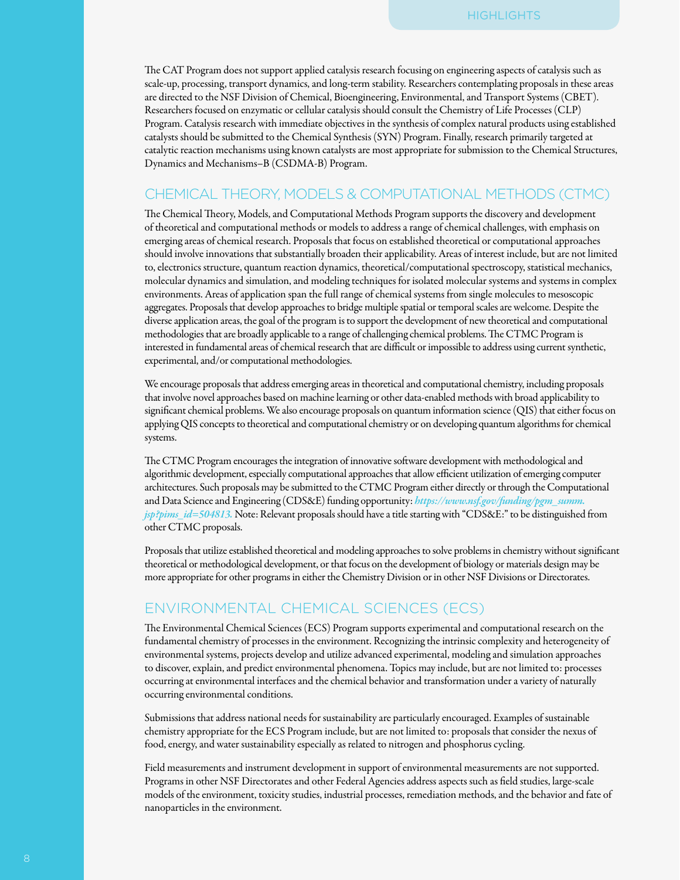The CAT Program does not support applied catalysis research focusing on engineering aspects of catalysis such as scale-up, processing, transport dynamics, and long-term stability. Researchers contemplating proposals in these areas are directed to the NSF Division of Chemical, Bioengineering, Environmental, and Transport Systems (CBET). Researchers focused on enzymatic or cellular catalysis should consult the Chemistry of Life Processes (CLP) Program. Catalysis research with immediate objectives in the synthesis of complex natural products using established catalysts should be submitted to the Chemical Synthesis (SYN) Program. Finally, research primarily targeted at catalytic reaction mechanisms using known catalysts are most appropriate for submission to the Chemical Structures, Dynamics and Mechanisms–B (CSDMA-B) Program.

## CHEMICAL THEORY, MODELS & COMPUTATIONAL METHODS (CTMC)

The Chemical Theory, Models, and Computational Methods Program supports the discovery and development of theoretical and computational methods or models to address a range of chemical challenges, with emphasis on emerging areas of chemical research. Proposals that focus on established theoretical or computational approaches should involve innovations that substantially broaden their applicability. Areas of interest include, but are not limited to, electronics structure, quantum reaction dynamics, theoretical/computational spectroscopy, statistical mechanics, molecular dynamics and simulation, and modeling techniques for isolated molecular systems and systems in complex environments. Areas of application span the full range of chemical systems from single molecules to mesoscopic aggregates. Proposals that develop approaches to bridge multiple spatial or temporal scales are welcome. Despite the diverse application areas, the goal of the program is to support the development of new theoretical and computational methodologies that are broadly applicable to a range of challenging chemical problems. The CTMC Program is interested in fundamental areas of chemical research that are difficult or impossible to address using current synthetic, experimental, and/or computational methodologies.

We encourage proposals that address emerging areas in theoretical and computational chemistry, including proposals that involve novel approaches based on machine learning or other data-enabled methods with broad applicability to significant chemical problems. We also encourage proposals on quantum information science (QIS) that either focus on applying QIS concepts to theoretical and computational chemistry or on developing quantum algorithms for chemical systems.

The CTMC Program encourages the integration of innovative software development with methodological and algorithmic development, especially computational approaches that allow efficient utilization of emerging computer architectures. Such proposals may be submitted to the CTMC Program either directly or through the Computational and Data Science and Engineering (CDS&E) funding opportunity: ***https://www.nsf.gov/funding/pgm_summ.jsp?pims_id=504813.*** Note: Relevant proposals should have a title starting with "CDS&E:" to be distinguished from other CTMC proposals.

Proposals that utilize established theoretical and modeling approaches to solve problems in chemistry without significant theoretical or methodological development, or that focus on the development of biology or materials design may be more appropriate for other programs in either the Chemistry Division or in other NSF Divisions or Directorates.

## ENVIRONMENTAL CHEMICAL SCIENCES (ECS)

The Environmental Chemical Sciences (ECS) Program supports experimental and computational research on the fundamental chemistry of processes in the environment. Recognizing the intrinsic complexity and heterogeneity of environmental systems, projects develop and utilize advanced experimental, modeling and simulation approaches to discover, explain, and predict environmental phenomena. Topics may include, but are not limited to: processes occurring at environmental interfaces and the chemical behavior and transformation under a variety of naturally occurring environmental conditions.

Submissions that address national needs for sustainability are particularly encouraged. Examples of sustainable chemistry appropriate for the ECS Program include, but are not limited to: proposals that consider the nexus of food, energy, and water sustainability especially as related to nitrogen and phosphorus cycling.

Field measurements and instrument development in support of environmental measurements are not supported. Programs in other NSF Directorates and other Federal Agencies address aspects such as field studies, large-scale models of the environment, toxicity studies, industrial processes, remediation methods, and the behavior and fate of nanoparticles in the environment.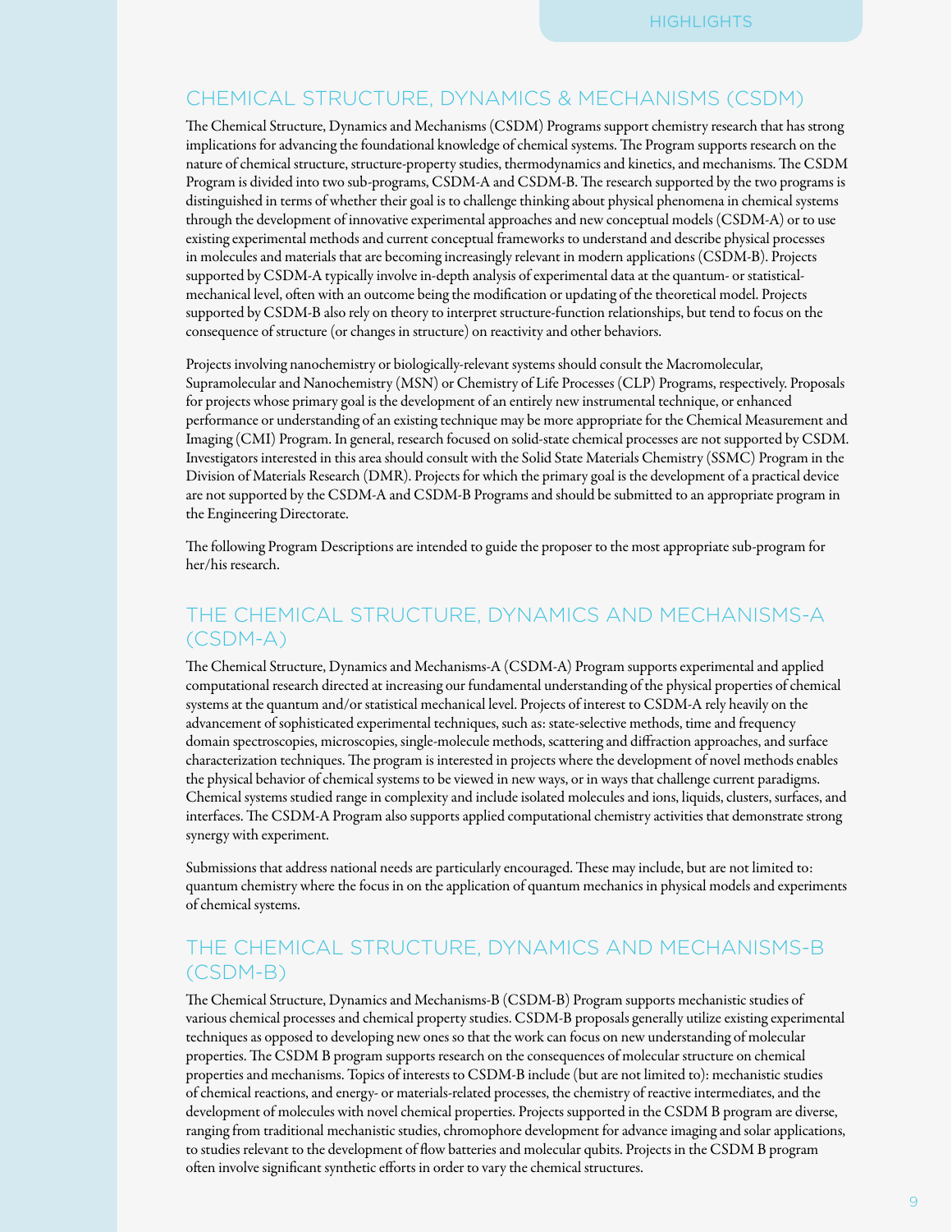## CHEMICAL STRUCTURE, DYNAMICS & MECHANISMS (CSDM)

The Chemical Structure, Dynamics and Mechanisms (CSDM) Programs support chemistry research that has strong implications for advancing the foundational knowledge of chemical systems. The Program supports research on the nature of chemical structure, structure-property studies, thermodynamics and kinetics, and mechanisms. The CSDM Program is divided into two sub-programs, CSDM-A and CSDM-B. The research supported by the two programs is distinguished in terms of whether their goal is to challenge thinking about physical phenomena in chemical systems through the development of innovative experimental approaches and new conceptual models (CSDM-A) or to use existing experimental methods and current conceptual frameworks to understand and describe physical processes in molecules and materials that are becoming increasingly relevant in modern applications (CSDM-B). Projects supported by CSDM-A typically involve in-depth analysis of experimental data at the quantum- or statistical-mechanical level, often with an outcome being the modification or updating of the theoretical model. Projects supported by CSDM-B also rely on theory to interpret structure-function relationships, but tend to focus on the consequence of structure (or changes in structure) on reactivity and other behaviors.

Projects involving nanochemistry or biologically-relevant systems should consult the Macromolecular, Supramolecular and Nanochemistry (MSN) or Chemistry of Life Processes (CLP) Programs, respectively. Proposals for projects whose primary goal is the development of an entirely new instrumental technique, or enhanced performance or understanding of an existing technique may be more appropriate for the Chemical Measurement and Imaging (CMI) Program. In general, research focused on solid-state chemical processes are not supported by CSDM. Investigators interested in this area should consult with the Solid State Materials Chemistry (SSMC) Program in the Division of Materials Research (DMR). Projects for which the primary goal is the development of a practical device are not supported by the CSDM-A and CSDM-B Programs and should be submitted to an appropriate program in the Engineering Directorate.

The following Program Descriptions are intended to guide the proposer to the most appropriate sub-program for her/his research.

## THE CHEMICAL STRUCTURE, DYNAMICS AND MECHANISMS-A (CSDM-A)

The Chemical Structure, Dynamics and Mechanisms-A (CSDM-A) Program supports experimental and applied computational research directed at increasing our fundamental understanding of the physical properties of chemical systems at the quantum and/or statistical mechanical level. Projects of interest to CSDM-A rely heavily on the advancement of sophisticated experimental techniques, such as: state-selective methods, time and frequency domain spectroscopies, microscopies, single-molecule methods, scattering and diffraction approaches, and surface characterization techniques. The program is interested in projects where the development of novel methods enables the physical behavior of chemical systems to be viewed in new ways, or in ways that challenge current paradigms. Chemical systems studied range in complexity and include isolated molecules and ions, liquids, clusters, surfaces, and interfaces. The CSDM-A Program also supports applied computational chemistry activities that demonstrate strong synergy with experiment.

Submissions that address national needs are particularly encouraged. These may include, but are not limited to: quantum chemistry where the focus in on the application of quantum mechanics in physical models and experiments of chemical systems.

## THE CHEMICAL STRUCTURE, DYNAMICS AND MECHANISMS-B (CSDM-B)

The Chemical Structure, Dynamics and Mechanisms-B (CSDM-B) Program supports mechanistic studies of various chemical processes and chemical property studies. CSDM-B proposals generally utilize existing experimental techniques as opposed to developing new ones so that the work can focus on new understanding of molecular properties. The CSDM B program supports research on the consequences of molecular structure on chemical properties and mechanisms. Topics of interests to CSDM-B include (but are not limited to): mechanistic studies of chemical reactions, and energy- or materials-related processes, the chemistry of reactive intermediates, and the development of molecules with novel chemical properties. Projects supported in the CSDM B program are diverse, ranging from traditional mechanistic studies, chromophore development for advance imaging and solar applications, to studies relevant to the development of flow batteries and molecular qubits. Projects in the CSDM B program often involve significant synthetic efforts in order to vary the chemical structures.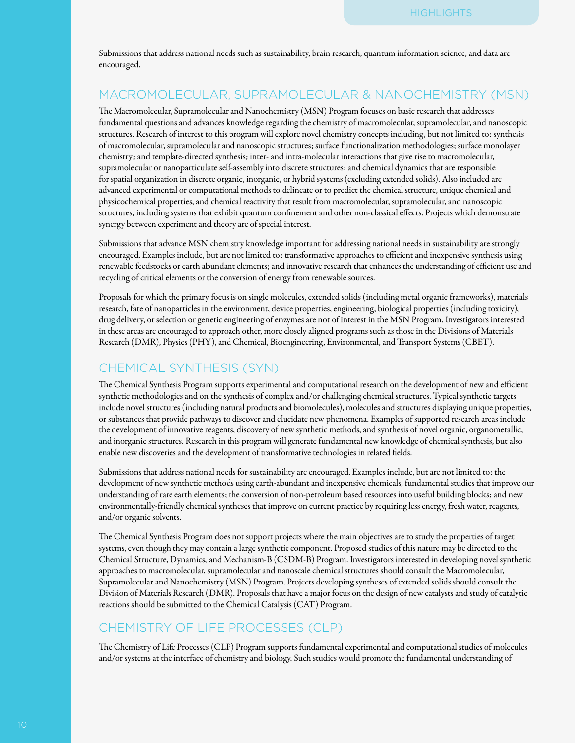Submissions that address national needs such as sustainability, brain research, quantum information science, and data are encouraged.

## MACROMOLECULAR, SUPRAMOLECULAR & NANOCHEMISTRY (MSN)

The Macromolecular, Supramolecular and Nanochemistry (MSN) Program focuses on basic research that addresses fundamental questions and advances knowledge regarding the chemistry of macromolecular, supramolecular, and nanoscopic structures. Research of interest to this program will explore novel chemistry concepts including, but not limited to: synthesis of macromolecular, supramolecular and nanoscopic structures; surface functionalization methodologies; surface monolayer chemistry; and template-directed synthesis; inter- and intra-molecular interactions that give rise to macromolecular, supramolecular or nanoparticulate self-assembly into discrete structures; and chemical dynamics that are responsible for spatial organization in discrete organic, inorganic, or hybrid systems (excluding extended solids). Also included are advanced experimental or computational methods to delineate or to predict the chemical structure, unique chemical and physicochemical properties, and chemical reactivity that result from macromolecular, supramolecular, and nanoscopic structures, including systems that exhibit quantum confinement and other non-classical effects. Projects which demonstrate synergy between experiment and theory are of special interest.

Submissions that advance MSN chemistry knowledge important for addressing national needs in sustainability are strongly encouraged. Examples include, but are not limited to: transformative approaches to efficient and inexpensive synthesis using renewable feedstocks or earth abundant elements; and innovative research that enhances the understanding of efficient use and recycling of critical elements or the conversion of energy from renewable sources.

Proposals for which the primary focus is on single molecules, extended solids (including metal organic frameworks), materials research, fate of nanoparticles in the environment, device properties, engineering, biological properties (including toxicity), drug delivery, or selection or genetic engineering of enzymes are not of interest in the MSN Program. Investigators interested in these areas are encouraged to approach other, more closely aligned programs such as those in the Divisions of Materials Research (DMR), Physics (PHY), and Chemical, Bioengineering, Environmental, and Transport Systems (CBET).

## CHEMICAL SYNTHESIS (SYN)

The Chemical Synthesis Program supports experimental and computational research on the development of new and efficient synthetic methodologies and on the synthesis of complex and/or challenging chemical structures. Typical synthetic targets include novel structures (including natural products and biomolecules), molecules and structures displaying unique properties, or substances that provide pathways to discover and elucidate new phenomena. Examples of supported research areas include the development of innovative reagents, discovery of new synthetic methods, and synthesis of novel organic, organometallic, and inorganic structures. Research in this program will generate fundamental new knowledge of chemical synthesis, but also enable new discoveries and the development of transformative technologies in related fields.

Submissions that address national needs for sustainability are encouraged. Examples include, but are not limited to: the development of new synthetic methods using earth-abundant and inexpensive chemicals, fundamental studies that improve our understanding of rare earth elements; the conversion of non-petroleum based resources into useful building blocks; and new environmentally-friendly chemical syntheses that improve on current practice by requiring less energy, fresh water, reagents, and/or organic solvents.

The Chemical Synthesis Program does not support projects where the main objectives are to study the properties of target systems, even though they may contain a large synthetic component. Proposed studies of this nature may be directed to the Chemical Structure, Dynamics, and Mechanism-B (CSDM-B) Program. Investigators interested in developing novel synthetic approaches to macromolecular, supramolecular and nanoscale chemical structures should consult the Macromolecular, Supramolecular and Nanochemistry (MSN) Program. Projects developing syntheses of extended solids should consult the Division of Materials Research (DMR). Proposals that have a major focus on the design of new catalysts and study of catalytic reactions should be submitted to the Chemical Catalysis (CAT) Program.

## CHEMISTRY OF LIFE PROCESSES (CLP)

The Chemistry of Life Processes (CLP) Program supports fundamental experimental and computational studies of molecules and/or systems at the interface of chemistry and biology. Such studies would promote the fundamental understanding of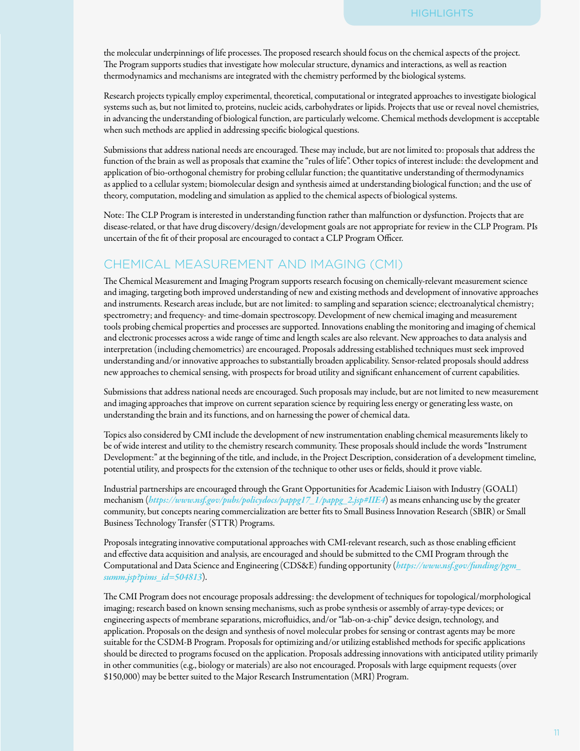the molecular underpinnings of life processes. The proposed research should focus on the chemical aspects of the project. The Program supports studies that investigate how molecular structure, dynamics and interactions, as well as reaction thermodynamics and mechanisms are integrated with the chemistry performed by the biological systems.

Research projects typically employ experimental, theoretical, computational or integrated approaches to investigate biological systems such as, but not limited to, proteins, nucleic acids, carbohydrates or lipids. Projects that use or reveal novel chemistries, in advancing the understanding of biological function, are particularly welcome. Chemical methods development is acceptable when such methods are applied in addressing specific biological questions.

Submissions that address national needs are encouraged. These may include, but are not limited to: proposals that address the function of the brain as well as proposals that examine the "rules of life". Other topics of interest include: the development and application of bio-orthogonal chemistry for probing cellular function; the quantitative understanding of thermodynamics as applied to a cellular system; biomolecular design and synthesis aimed at understanding biological function; and the use of theory, computation, modeling and simulation as applied to the chemical aspects of biological systems.

Note: The CLP Program is interested in understanding function rather than malfunction or dysfunction. Projects that are disease-related, or that have drug discovery/design/development goals are not appropriate for review in the CLP Program. PIs uncertain of the fit of their proposal are encouraged to contact a CLP Program Officer.

## CHEMICAL MEASUREMENT AND IMAGING (CMI)

The Chemical Measurement and Imaging Program supports research focusing on chemically-relevant measurement science and imaging, targeting both improved understanding of new and existing methods and development of innovative approaches and instruments. Research areas include, but are not limited: to sampling and separation science; electroanalytical chemistry; spectrometry; and frequency- and time-domain spectroscopy. Development of new chemical imaging and measurement tools probing chemical properties and processes are supported. Innovations enabling the monitoring and imaging of chemical and electronic processes across a wide range of time and length scales are also relevant. New approaches to data analysis and interpretation (including chemometrics) are encouraged. Proposals addressing established techniques must seek improved understanding and/or innovative approaches to substantially broaden applicability. Sensor-related proposals should address new approaches to chemical sensing, with prospects for broad utility and significant enhancement of current capabilities.

Submissions that address national needs are encouraged. Such proposals may include, but are not limited to new measurement and imaging approaches that improve on current separation science by requiring less energy or generating less waste, on understanding the brain and its functions, and on harnessing the power of chemical data.

Topics also considered by CMI include the development of new instrumentation enabling chemical measurements likely to be of wide interest and utility to the chemistry research community. These proposals should include the words "Instrument Development:" at the beginning of the title, and include, in the Project Description, consideration of a development timeline, potential utility, and prospects for the extension of the technique to other uses or fields, should it prove viable.

Industrial partnerships are encouraged through the Grant Opportunities for Academic Liaison with Industry (GOALI) mechanism (*https://www.nsf.gov/pubs/policydocs/pappg17_1/pappg_2.jsp#IIE4*) as means enhancing use by the greater community, but concepts nearing commercialization are better fits to Small Business Innovation Research (SBIR) or Small Business Technology Transfer (STTR) Programs.

Proposals integrating innovative computational approaches with CMI-relevant research, such as those enabling efficient and effective data acquisition and analysis, are encouraged and should be submitted to the CMI Program through the Computational and Data Science and Engineering (CDS&E) funding opportunity (*https://www.nsf.gov/funding/pgm_summ.jsp?pims_id=504813*).

The CMI Program does not encourage proposals addressing: the development of techniques for topological/morphological imaging; research based on known sensing mechanisms, such as probe synthesis or assembly of array-type devices; or engineering aspects of membrane separations, microfluidics, and/or "lab-on-a-chip" device design, technology, and application. Proposals on the design and synthesis of novel molecular probes for sensing or contrast agents may be more suitable for the CSDM-B Program. Proposals for optimizing and/or utilizing established methods for specific applications should be directed to programs focused on the application. Proposals addressing innovations with anticipated utility primarily in other communities (e.g., biology or materials) are also not encouraged. Proposals with large equipment requests (over $150,000) may be better suited to the Major Research Instrumentation (MRI) Program.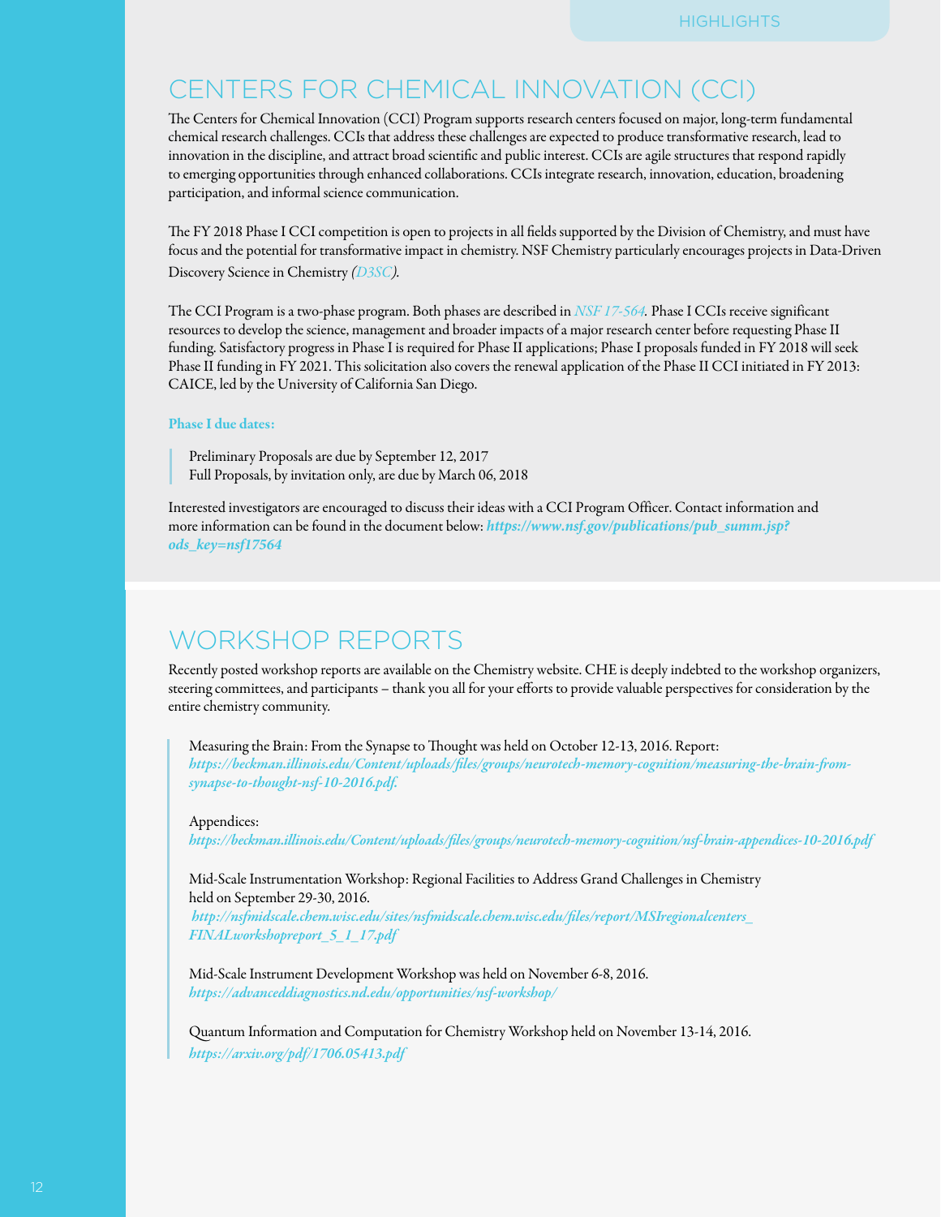# CENTERS FOR CHEMICAL INNOVATION (CCI)

The Centers for Chemical Innovation (CCI) Program supports research centers focused on major, long-term fundamental chemical research challenges. CCIs that address these challenges are expected to produce transformative research, lead to innovation in the discipline, and attract broad scientific and public interest. CCIs are agile structures that respond rapidly to emerging opportunities through enhanced collaborations. CCIs integrate research, innovation, education, broadening participation, and informal science communication.

The FY 2018 Phase I CCI competition is open to projects in all fields supported by the Division of Chemistry, and must have focus and the potential for transformative impact in chemistry. NSF Chemistry particularly encourages projects in Data-Driven Discovery Science in Chemistry *(D3SC)*.

The CCI Program is a two-phase program. Both phases are described in *NSF 17-564*. Phase I CCIs receive significant resources to develop the science, management and broader impacts of a major research center before requesting Phase II funding. Satisfactory progress in Phase I is required for Phase II applications; Phase I proposals funded in FY 2018 will seek Phase II funding in FY 2021. This solicitation also covers the renewal application of the Phase II CCI initiated in FY 2013: CAICE, led by the University of California San Diego.

**Phase I due dates:**

> Preliminary Proposals are due by September 12, 2017
> Full Proposals, by invitation only, are due by March 06, 2018

Interested investigators are encouraged to discuss their ideas with a CCI Program Officer. Contact information and more information can be found in the document below: ***https://www.nsf.gov/publications/pub_summ.jsp?ods_key=nsf17564***

# WORKSHOP REPORTS

Recently posted workshop reports are available on the Chemistry website. CHE is deeply indebted to the workshop organizers, steering committees, and participants – thank you all for your efforts to provide valuable perspectives for consideration by the entire chemistry community.

> Measuring the Brain: From the Synapse to Thought was held on October 12-13, 2016. Report: ***https://beckman.illinois.edu/Content/uploads/files/groups/neurotech-memory-cognition/measuring-the-brain-from-synapse-to-thought-nsf-10-2016.pdf.***
>
> Appendices: ***https://beckman.illinois.edu/Content/uploads/files/groups/neurotech-memory-cognition/nsf-brain-appendices-10-2016.pdf***
>
> Mid-Scale Instrumentation Workshop: Regional Facilities to Address Grand Challenges in Chemistry held on September 29-30, 2016. ***http://nsfmidscale.chem.wisc.edu/sites/nsfmidscale.chem.wisc.edu/files/report/MSIregionalcenters_FINALworkshopreport_5_1_17.pdf***
>
> Mid-Scale Instrument Development Workshop was held on November 6-8, 2016. ***https://advanceddiagnostics.nd.edu/opportunities/nsf-workshop/***
>
> Quantum Information and Computation for Chemistry Workshop held on November 13-14, 2016. ***https://arxiv.org/pdf/1706.05413.pdf***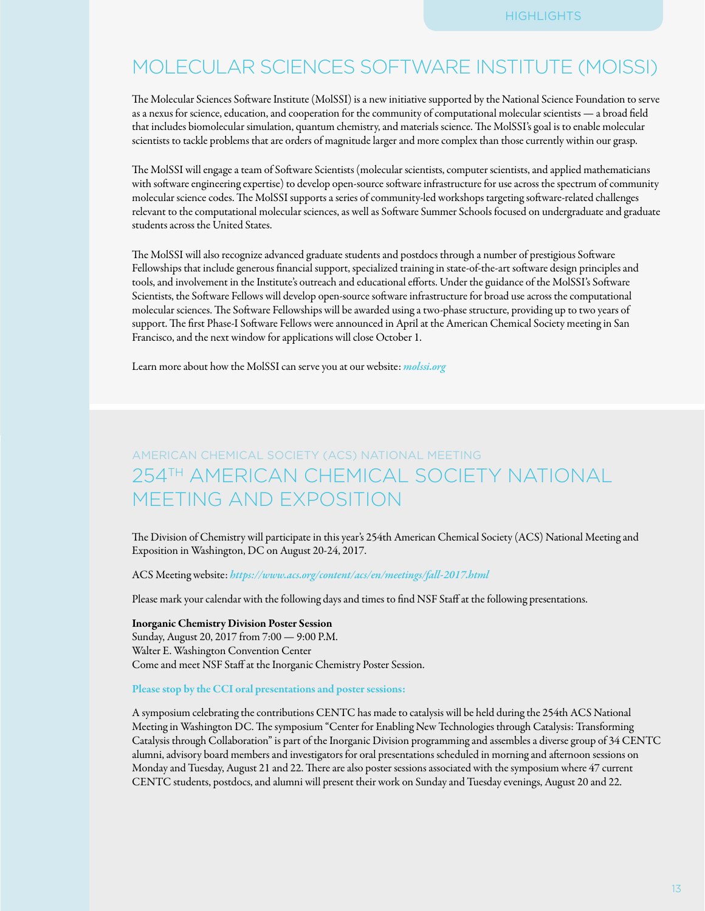# MOLECULAR SCIENCES SOFTWARE INSTITUTE (MOISSI)

The Molecular Sciences Software Institute (MolSSI) is a new initiative supported by the National Science Foundation to serve as a nexus for science, education, and cooperation for the community of computational molecular scientists — a broad field that includes biomolecular simulation, quantum chemistry, and materials science. The MolSSI's goal is to enable molecular scientists to tackle problems that are orders of magnitude larger and more complex than those currently within our grasp.

The MolSSI will engage a team of Software Scientists (molecular scientists, computer scientists, and applied mathematicians with software engineering expertise) to develop open-source software infrastructure for use across the spectrum of community molecular science codes. The MolSSI supports a series of community-led workshops targeting software-related challenges relevant to the computational molecular sciences, as well as Software Summer Schools focused on undergraduate and graduate students across the United States.

The MolSSI will also recognize advanced graduate students and postdocs through a number of prestigious Software Fellowships that include generous financial support, specialized training in state-of-the-art software design principles and tools, and involvement in the Institute's outreach and educational efforts. Under the guidance of the MolSSI's Software Scientists, the Software Fellows will develop open-source software infrastructure for broad use across the computational molecular sciences. The Software Fellowships will be awarded using a two-phase structure, providing up to two years of support. The first Phase-I Software Fellows were announced in April at the American Chemical Society meeting in San Francisco, and the next window for applications will close October 1.

Learn more about how the MolSSI can serve you at our website: ***molssi.org***

AMERICAN CHEMICAL SOCIETY (ACS) NATIONAL MEETING

# 254TH AMERICAN CHEMICAL SOCIETY NATIONAL MEETING AND EXPOSITION

The Division of Chemistry will participate in this year's 254th American Chemical Society (ACS) National Meeting and Exposition in Washington, DC on August 20-24, 2017.

ACS Meeting website: ***https://www.acs.org/content/acs/en/meetings/fall-2017.html***

Please mark your calendar with the following days and times to find NSF Staff at the following presentations.

**Inorganic Chemistry Division Poster Session**
Sunday, August 20, 2017 from 7:00 — 9:00 P.M.
Walter E. Washington Convention Center
Come and meet NSF Staff at the Inorganic Chemistry Poster Session.

**Please stop by the CCI oral presentations and poster sessions:**

A symposium celebrating the contributions CENTC has made to catalysis will be held during the 254th ACS National Meeting in Washington DC. The symposium "Center for Enabling New Technologies through Catalysis: Transforming Catalysis through Collaboration" is part of the Inorganic Division programming and assembles a diverse group of 34 CENTC alumni, advisory board members and investigators for oral presentations scheduled in morning and afternoon sessions on Monday and Tuesday, August 21 and 22. There are also poster sessions associated with the symposium where 47 current CENTC students, postdocs, and alumni will present their work on Sunday and Tuesday evenings, August 20 and 22.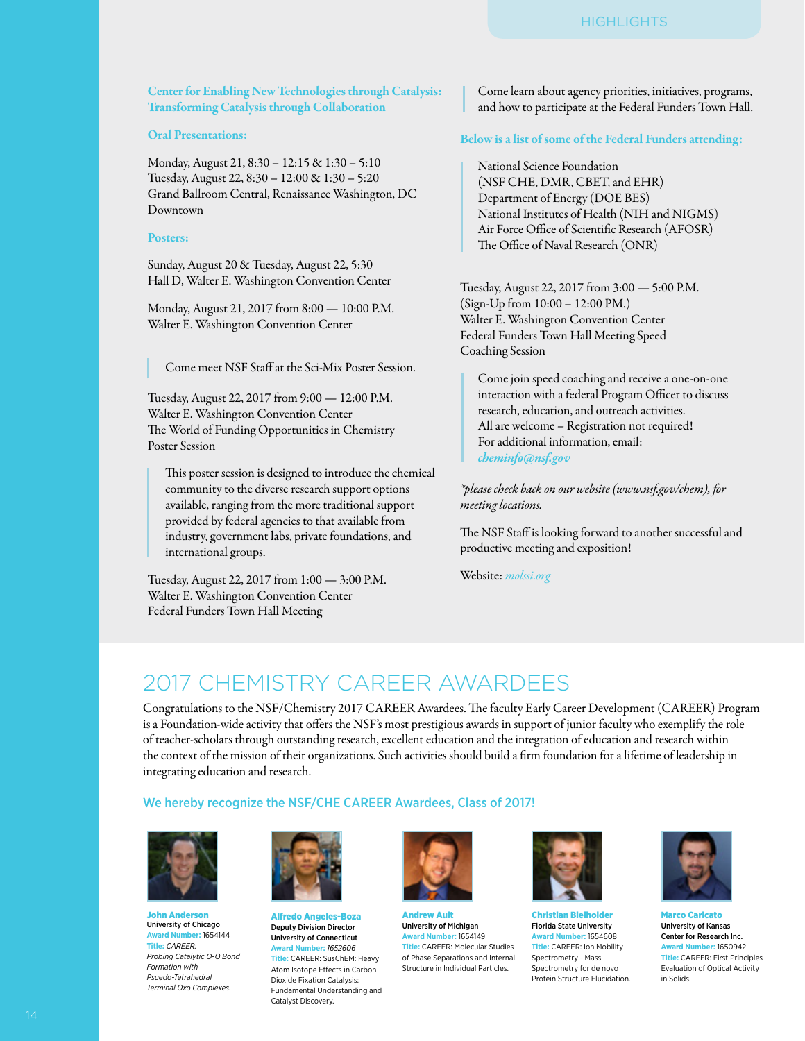### Center for Enabling New Technologies through Catalysis: Transforming Catalysis through Collaboration

**Oral Presentations:**

Monday, August 21, 8:30 – 12:15 & 1:30 – 5:10
Tuesday, August 22, 8:30 – 12:00 & 1:30 – 5:20
Grand Ballroom Central, Renaissance Washington, DC Downtown

**Posters:**

Sunday, August 20 & Tuesday, August 22, 5:30
Hall D, Walter E. Washington Convention Center

Monday, August 21, 2017 from 8:00 — 10:00 P.M.
Walter E. Washington Convention Center

> Come meet NSF Staff at the Sci-Mix Poster Session.

Tuesday, August 22, 2017 from 9:00 — 12:00 P.M.
Walter E. Washington Convention Center
The World of Funding Opportunities in Chemistry Poster Session

> This poster session is designed to introduce the chemical community to the diverse research support options available, ranging from the more traditional support provided by federal agencies to that available from industry, government labs, private foundations, and international groups.

Tuesday, August 22, 2017 from 1:00 — 3:00 P.M.
Walter E. Washington Convention Center
Federal Funders Town Hall Meeting

> Come learn about agency priorities, initiatives, programs, and how to participate at the Federal Funders Town Hall.

**Below is a list of some of the Federal Funders attending:**

> National Science Foundation
> (NSF CHE, DMR, CBET, and EHR)
> Department of Energy (DOE BES)
> National Institutes of Health (NIH and NIGMS)
> Air Force Office of Scientific Research (AFOSR)
> The Office of Naval Research (ONR)

Tuesday, August 22, 2017 from 3:00 — 5:00 P.M.
(Sign-Up from 10:00 – 12:00 PM.)
Walter E. Washington Convention Center
Federal Funders Town Hall Meeting Speed Coaching Session

> Come join speed coaching and receive a one-on-one interaction with a federal Program Officer to discuss research, education, and outreach activities.
> All are welcome – Registration not required!
> For additional information, email: *cheminfo@nsf.gov*

*\*please check back on our website (www.nsf.gov/chem), for meeting locations.*

The NSF Staff is looking forward to another successful and productive meeting and exposition!

Website: *molssi.org*

# 2017 CHEMISTRY CAREER AWARDEES

Congratulations to the NSF/Chemistry 2017 CAREER Awardees. The faculty Early Career Development (CAREER) Program is a Foundation-wide activity that offers the NSF's most prestigious awards in support of junior faculty who exemplify the role of teacher-scholars through outstanding research, excellent education and the integration of education and research within the context of the mission of their organizations. Such activities should build a firm foundation for a lifetime of leadership in integrating education and research.

### We hereby recognize the NSF/CHE CAREER Awardees, Class of 2017!

**John Anderson**
University of Chicago
**Award Number:** 1654144
**Title:** *CAREER: Probing Catalytic O-O Bond Formation with Psuedo-Tetrahedral Terminal Oxo Complexes.*

**Alfredo Angeles-Boza**
Deputy Division Director
University of Connecticut
**Award Number:** *1652606*
**Title:** CAREER: SusChEM: Heavy Atom Isotope Effects in Carbon Dioxide Fixation Catalysis: Fundamental Understanding and Catalyst Discovery.

**Andrew Ault**
University of Michigan
**Award Number:** 1654149
**Title:** CAREER: Molecular Studies of Phase Separations and Internal Structure in Individual Particles.

**Christian Bleiholder**
Florida State University
**Award Number:** 1654608
**Title:** CAREER: Ion Mobility Spectrometry - Mass Spectrometry for de novo Protein Structure Elucidation.

**Marco Caricato**
University of Kansas
Center for Research Inc.
**Award Number:** 1650942
**Title:** CAREER: First Principles Evaluation of Optical Activity in Solids.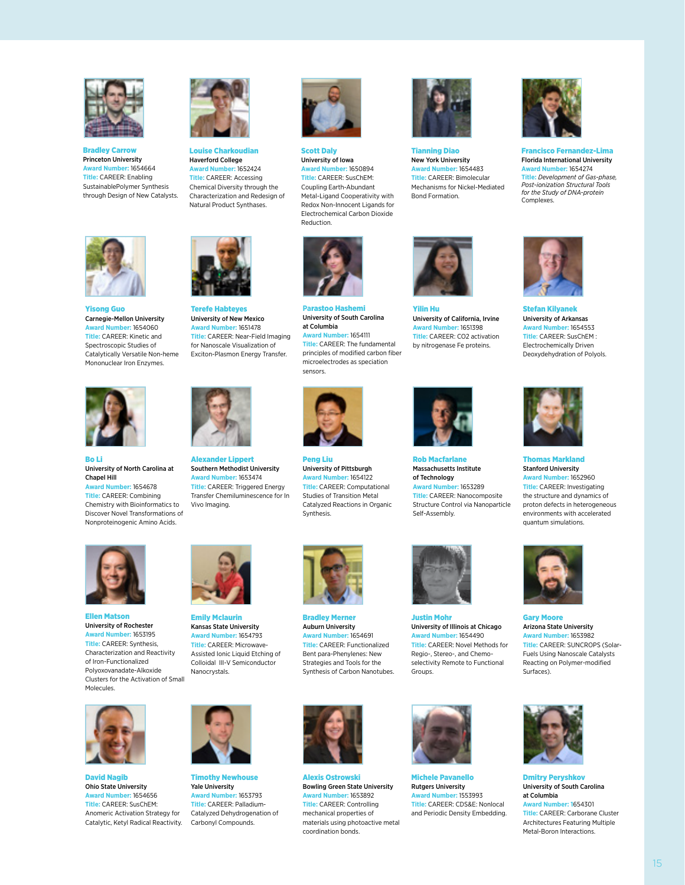**Bradley Carrow**
Princeton University
**Award Number:** 1654664
**Title:** CAREER: Enabling SustainablePolymer Synthesis through Design of New Catalysts.

**Louise Charkoudian**
Haverford College
**Award Number:** 1652424
**Title:** CAREER: Accessing Chemical Diversity through the Characterization and Redesign of Natural Product Synthases.

**Scott Daly**
University of Iowa
**Award Number:** 1650894
**Title:** CAREER: SusChEM: Coupling Earth-Abundant Metal-Ligand Cooperativity with Redox Non-Innocent Ligands for Electrochemical Carbon Dioxide Reduction.

**Tianning Diao**
New York University
**Award Number:** 1654483
**Title:** CAREER: Bimolecular Mechanisms for Nickel-Mediated Bond Formation.

**Francisco Fernandez-Lima**
Florida International University
**Award Number:** 1654274
**Title:** *Development of Gas-phase, Post-ionization Structural Tools for the Study of DNA-protein* Complexes.

**Yisong Guo**
Carnegie-Mellon University
**Award Number:** 1654060
**Title:** CAREER: Kinetic and Spectroscopic Studies of Catalytically Versatile Non-heme Mononuclear Iron Enzymes.

**Terefe Habteyes**
University of New Mexico
**Award Number:** 1651478
**Title:** CAREER: Near-Field Imaging for Nanoscale Visualization of Exciton-Plasmon Energy Transfer.

**Parastoo Hashemi**
University of South Carolina at Columbia
**Award Number:** 1654111
**Title:** CAREER: The fundamental principles of modified carbon fiber microelectrodes as speciation sensors.

**Yilin Hu**
University of California, Irvine
**Award Number:** 1651398
**Title:** CAREER: CO2 activation by nitrogenase Fe proteins.

**Stefan Kilyanek**
University of Arkansas
**Award Number:** 1654553
**Title:** CAREER: SusChEM : Electrochemically Driven Deoxydehydration of Polyols.

**Bo Li**
University of North Carolina at Chapel Hill
**Award Number:** 1654678
**Title:** CAREER: Combining Chemistry with Bioinformatics to Discover Novel Transformations of Nonproteinogenic Amino Acids.

**Alexander Lippert**
Southern Methodist University
**Award Number:** 1653474
**Title:** CAREER: Triggered Energy Transfer Chemiluminescence for In Vivo Imaging.

**Peng Liu**
University of Pittsburgh
**Award Number:** 1654122
**Title:** CAREER: Computational Studies of Transition Metal Catalyzed Reactions in Organic Synthesis.

**Rob Macfarlane**
Massachusetts Institute of Technology
**Award Number:** 1653289
**Title:** CAREER: Nanocomposite Structure Control via Nanoparticle Self-Assembly.

**Thomas Markland**
Stanford University
**Award Number:** 1652960
**Title:** CAREER: Investigating the structure and dynamics of proton defects in heterogeneous environments with accelerated quantum simulations.

**Ellen Matson**
University of Rochester
**Award Number:** 1653195
**Title:** CAREER: Synthesis, Characterization and Reactivity of Iron-Functionalized Polyoxovanadate-Alkoxide Clusters for the Activation of Small Molecules.

**Emily Mclaurin**
Kansas State University
**Award Number:** 1654793
**Title:** CAREER: Microwave-Assisted Ionic Liquid Etching of Colloidal III-V Semiconductor Nanocrystals.

**Bradley Merner**
Auburn University
**Award Number:** 1654691
**Title:** CAREER: Functionalized Bent para-Phenylenes: New Strategies and Tools for the Synthesis of Carbon Nanotubes.

**Justin Mohr**
University of Illinois at Chicago
**Award Number:** 1654490
**Title:** CAREER: Novel Methods for Regio-, Stereo-, and Chemo-selectivity Remote to Functional Groups.

**Gary Moore**
Arizona State University
**Award Number:** 1653982
**Title:** CAREER: SUNCROPS (Solar-Fuels Using Nanoscale Catalysts Reacting on Polymer-modified Surfaces).

**David Nagib**
Ohio State University
**Award Number:** 1654656
**Title:** CAREER: SusChEM: Anomeric Activation Strategy for Catalytic, Ketyl Radical Reactivity.

**Timothy Newhouse**
Yale University
**Award Number:** 1653793
**Title:** CAREER: Palladium-Catalyzed Dehydrogenation of Carbonyl Compounds.

**Alexis Ostrowski**
Bowling Green State University
**Award Number:** 1653892
**Title:** CAREER: Controlling mechanical properties of materials using photoactive metal coordination bonds.

**Michele Pavanello**
Rutgers University
**Award Number:** 1553993
**Title:** CAREER: CDS&E: Nonlocal and Periodic Density Embedding.

**Dmitry Peryshkov**
University of South Carolina at Columbia
**Award Number:** 1654301
**Title:** CAREER: Carborane Cluster Architectures Featuring Multiple Metal-Boron Interactions.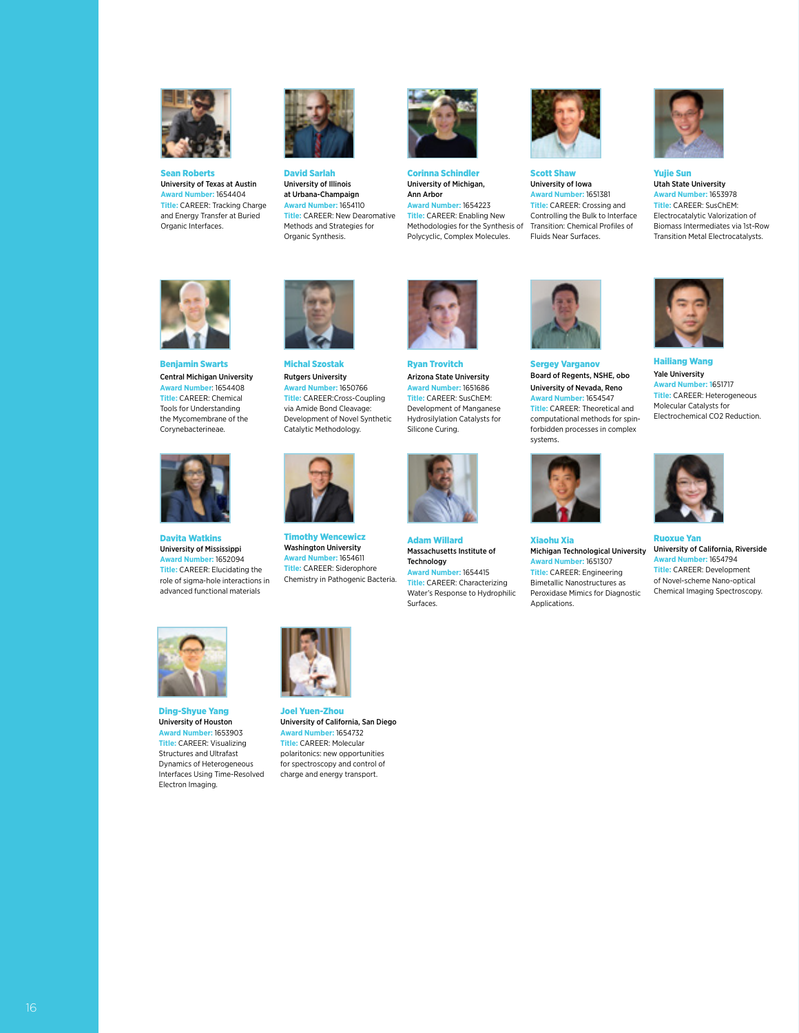**Sean Roberts**
University of Texas at Austin
**Award Number:** 1654404
**Title:** CAREER: Tracking Charge and Energy Transfer at Buried Organic Interfaces.

**David Sarlah**
University of Illinois at Urbana-Champaign
**Award Number:** 1654110
**Title:** CAREER: New Dearomative Methods and Strategies for Organic Synthesis.

**Corinna Schindler**
University of Michigan, Ann Arbor
**Award Number:** 1654223
**Title:** CAREER: Enabling New Methodologies for the Synthesis of Polycyclic, Complex Molecules.

**Scott Shaw**
University of Iowa
**Award Number:** 1651381
**Title:** CAREER: Crossing and Controlling the Bulk to Interface Transition: Chemical Profiles of Fluids Near Surfaces.

**Yujie Sun**
Utah State University
**Award Number:** 1653978
**Title:** CAREER: SusChEM: Electrocatalytic Valorization of Biomass Intermediates via 1st-Row Transition Metal Electrocatalysts.

**Benjamin Swarts**
Central Michigan University
**Award Number:** 1654408
**Title:** CAREER: Chemical Tools for Understanding the Mycomembrane of the Corynebacterineae.

**Michal Szostak**
Rutgers University
**Award Number:** 1650766
**Title:** CAREER:Cross-Coupling via Amide Bond Cleavage: Development of Novel Synthetic Catalytic Methodology.

**Ryan Trovitch**
Arizona State University
**Award Number:** 1651686
**Title:** CAREER: SusChEM: Development of Manganese Hydrosilylation Catalysts for Silicone Curing.

**Sergey Varganov**
Board of Regents, NSHE, obo University of Nevada, Reno
**Award Number:** 1654547
**Title:** CAREER: Theoretical and computational methods for spin-forbidden processes in complex systems.

**Hailiang Wang**
Yale University
**Award Number:** 1651717
**Title:** CAREER: Heterogeneous Molecular Catalysts for Electrochemical CO2 Reduction.

**Davita Watkins**
University of Mississippi
**Award Number:** 1652094
**Title:** CAREER: Elucidating the role of sigma-hole interactions in advanced functional materials

**Timothy Wencewicz**
Washington University
**Award Number:** 1654611
**Title:** CAREER: Siderophore Chemistry in Pathogenic Bacteria.

**Adam Willard**
Massachusetts Institute of Technology
**Award Number:** 1654415
**Title:** CAREER: Characterizing Water's Response to Hydrophilic Surfaces.

**Xiaohu Xia**
Michigan Technological University
**Award Number:** 1651307
**Title:** CAREER: Engineering Bimetallic Nanostructures as Peroxidase Mimics for Diagnostic Applications.

**Ruoxue Yan**
University of California, Riverside
**Award Number:** 1654794
**Title:** CAREER: Development of Novel-scheme Nano-optical Chemical Imaging Spectroscopy.

**Ding-Shyue Yang**
University of Houston
**Award Number:** 1653903
**Title:** CAREER: Visualizing Structures and Ultrafast Dynamics of Heterogeneous Interfaces Using Time-Resolved Electron Imaging.

**Joel Yuen-Zhou**
University of California, San Diego
**Award Number:** 1654732
**Title:** CAREER: Molecular polaritonics: new opportunities for spectroscopy and control of charge and energy transport.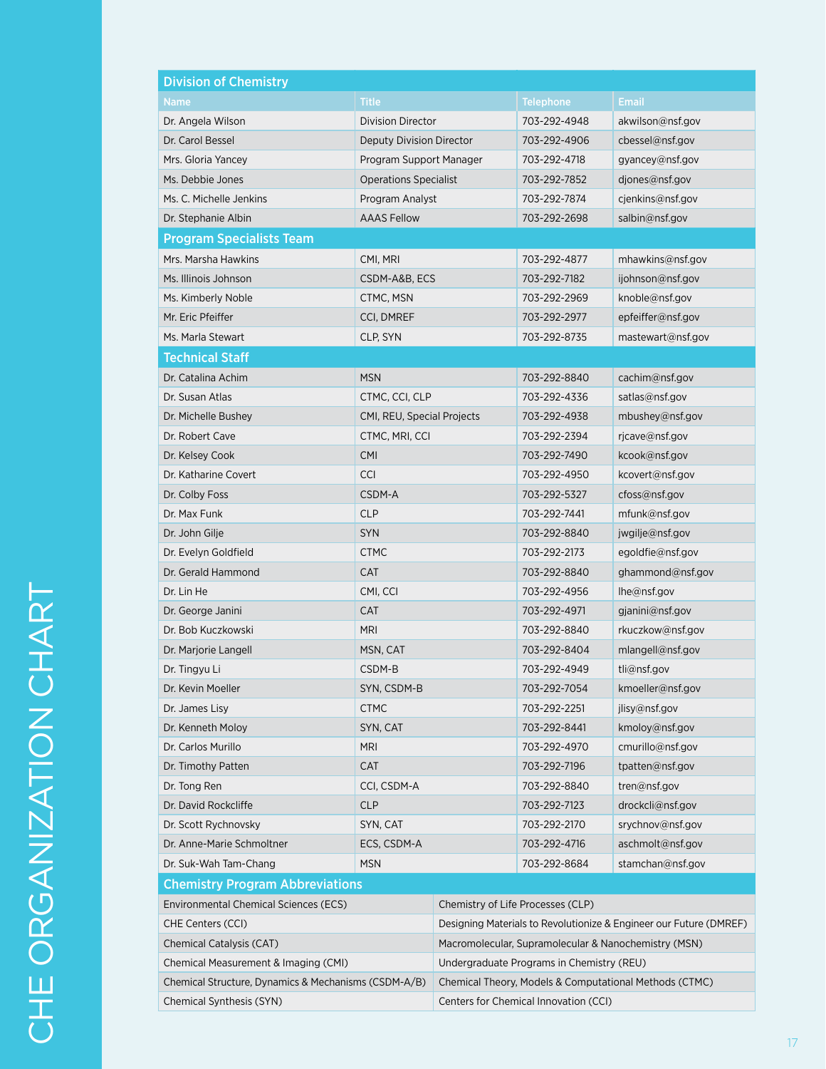# CHE ORGANIZATION CHART

## Division of Chemistry

| Name | Title | Telephone | Email |
|---|---|---|---|
| Dr. Angela Wilson | Division Director | 703-292-4948 | akwilson@nsf.gov |
| Dr. Carol Bessel | Deputy Division Director | 703-292-4906 | cbessel@nsf.gov |
| Mrs. Gloria Yancey | Program Support Manager | 703-292-4718 | gyancey@nsf.gov |
| Ms. Debbie Jones | Operations Specialist | 703-292-7852 | djones@nsf.gov |
| Ms. C. Michelle Jenkins | Program Analyst | 703-292-7874 | cjenkins@nsf.gov |
| Dr. Stephanie Albin | AAAS Fellow | 703-292-2698 | salbin@nsf.gov |
| **Program Specialists Team** | | | |
| Mrs. Marsha Hawkins | CMI, MRI | 703-292-4877 | mhawkins@nsf.gov |
| Ms. Illinois Johnson | CSDM-A&B, ECS | 703-292-7182 | ijohnson@nsf.gov |
| Ms. Kimberly Noble | CTMC, MSN | 703-292-2969 | knoble@nsf.gov |
| Mr. Eric Pfeiffer | CCI, DMREF | 703-292-2977 | epfeiffer@nsf.gov |
| Ms. Marla Stewart | CLP, SYN | 703-292-8735 | mastewart@nsf.gov |
| **Technical Staff** | | | |
| Dr. Catalina Achim | MSN | 703-292-8840 | cachim@nsf.gov |
| Dr. Susan Atlas | CTMC, CCI, CLP | 703-292-4336 | satlas@nsf.gov |
| Dr. Michelle Bushey | CMI, REU, Special Projects | 703-292-4938 | mbushey@nsf.gov |
| Dr. Robert Cave | CTMC, MRI, CCI | 703-292-2394 | rjcave@nsf.gov |
| Dr. Kelsey Cook | CMI | 703-292-7490 | kcook@nsf.gov |
| Dr. Katharine Covert | CCI | 703-292-4950 | kcovert@nsf.gov |
| Dr. Colby Foss | CSDM-A | 703-292-5327 | cfoss@nsf.gov |
| Dr. Max Funk | CLP | 703-292-7441 | mfunk@nsf.gov |
| Dr. John Gilje | SYN | 703-292-8840 | jwgilje@nsf.gov |
| Dr. Evelyn Goldfield | CTMC | 703-292-2173 | egoldfie@nsf.gov |
| Dr. Gerald Hammond | CAT | 703-292-8840 | ghammond@nsf.gov |
| Dr. Lin He | CMI, CCI | 703-292-4956 | lhe@nsf.gov |
| Dr. George Janini | CAT | 703-292-4971 | gjanini@nsf.gov |
| Dr. Bob Kuczkowski | MRI | 703-292-8840 | rkuczkow@nsf.gov |
| Dr. Marjorie Langell | MSN, CAT | 703-292-8404 | mlangell@nsf.gov |
| Dr. Tingyu Li | CSDM-B | 703-292-4949 | tli@nsf.gov |
| Dr. Kevin Moeller | SYN, CSDM-B | 703-292-7054 | kmoeller@nsf.gov |
| Dr. James Lisy | CTMC | 703-292-2251 | jlisy@nsf.gov |
| Dr. Kenneth Moloy | SYN, CAT | 703-292-8441 | kmoloy@nsf.gov |
| Dr. Carlos Murillo | MRI | 703-292-4970 | cmurillo@nsf.gov |
| Dr. Timothy Patten | CAT | 703-292-7196 | tpatten@nsf.gov |
| Dr. Tong Ren | CCI, CSDM-A | 703-292-8840 | tren@nsf.gov |
| Dr. David Rockcliffe | CLP | 703-292-7123 | drockcli@nsf.gov |
| Dr. Scott Rychnovsky | SYN, CAT | 703-292-2170 | srychnov@nsf.gov |
| Dr. Anne-Marie Schmoltner | ECS, CSDM-A | 703-292-4716 | aschmolt@nsf.gov |
| Dr. Suk-Wah Tam-Chang | MSN | 703-292-8684 | stamchan@nsf.gov |

## Chemistry Program Abbreviations

| | |
|---|---|
| Environmental Chemical Sciences (ECS) | Chemistry of Life Processes (CLP) |
| CHE Centers (CCI) | Designing Materials to Revolutionize & Engineer our Future (DMREF) |
| Chemical Catalysis (CAT) | Macromolecular, Supramolecular & Nanochemistry (MSN) |
| Chemical Measurement & Imaging (CMI) | Undergraduate Programs in Chemistry (REU) |
| Chemical Structure, Dynamics & Mechanisms (CSDM-A/B) | Chemical Theory, Models & Computational Methods (CTMC) |
| Chemical Synthesis (SYN) | Centers for Chemical Innovation (CCI) |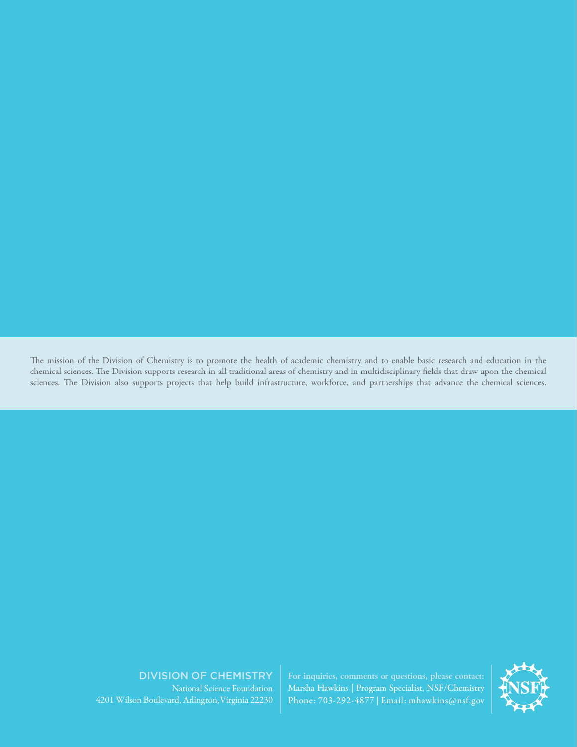The mission of the Division of Chemistry is to promote the health of academic chemistry and to enable basic research and education in the chemical sciences. The Division supports research in all traditional areas of chemistry and in multidisciplinary fields that draw upon the chemical sciences. The Division also supports projects that help build infrastructure, workforce, and partnerships that advance the chemical sciences.

DIVISION OF CHEMISTRY
National Science Foundation
4201 Wilson Boulevard, Arlington, Virginia 22230

**For inquiries, comments or questions, please contact:**
Marsha Hawkins | Program Specialist, NSF/Chemistry
Phone: 703-292-4877 | Email: mhawkins@nsf.gov

NSF